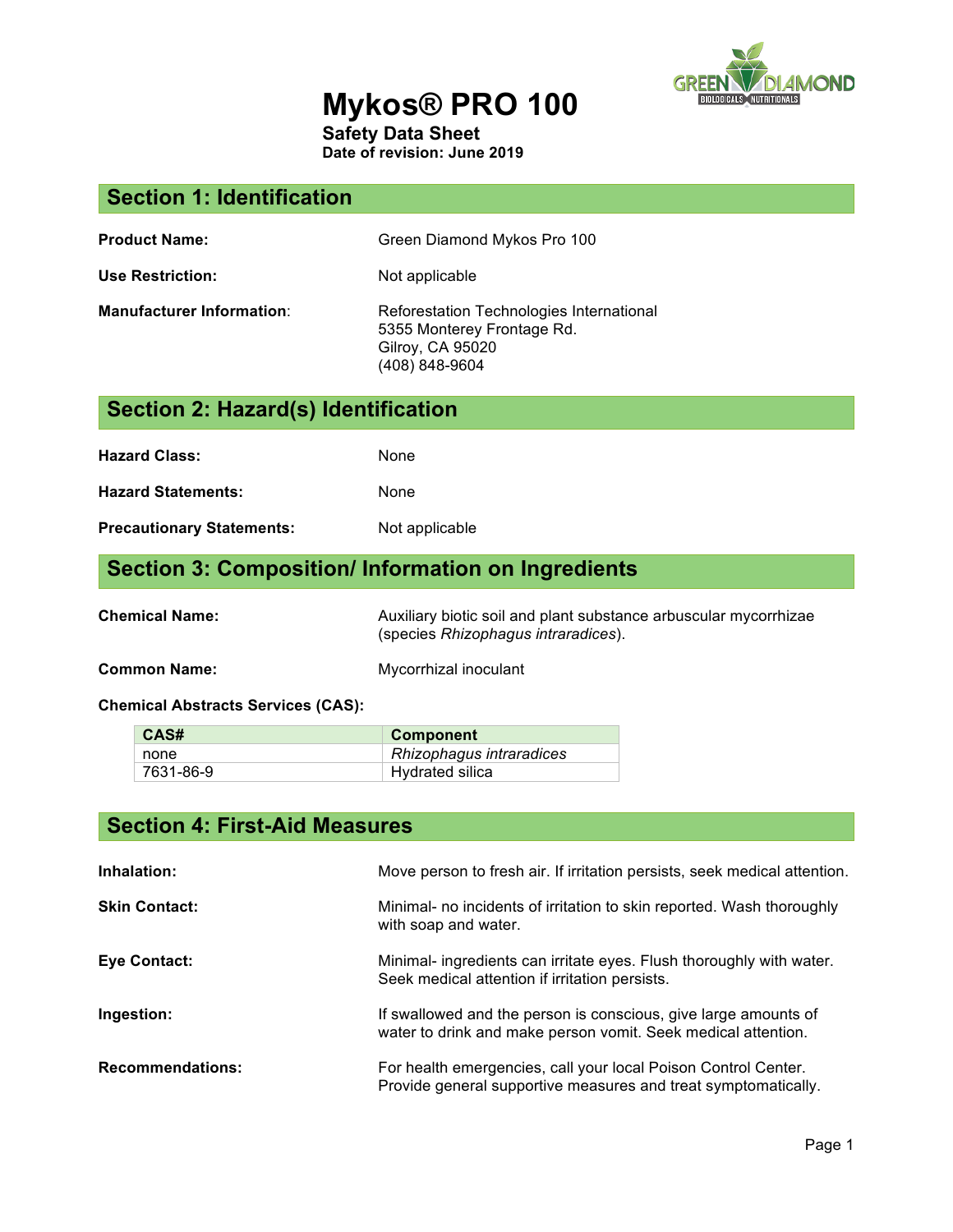# Mykos® PRO 100

**Safety Data Sheet**
**Date of revision: June 2019**

## Section 1: Identification

**Product Name:** Green Diamond Mykos Pro 100

**Use Restriction:** Not applicable

**Manufacturer Information**: Reforestation Technologies International
5355 Monterey Frontage Rd.
Gilroy, CA 95020
(408) 848-9604

## Section 2: Hazard(s) Identification

**Hazard Class:** None

**Hazard Statements:** None

**Precautionary Statements:** Not applicable

## Section 3: Composition/ Information on Ingredients

**Chemical Name:** Auxiliary biotic soil and plant substance arbuscular mycorrhizae (species *Rhizophagus intraradices*).

**Common Name:** Mycorrhizal inoculant

**Chemical Abstracts Services (CAS):**

| CAS# | Component |
| --- | --- |
| none | *Rhizophagus intraradices* |
| 7631-86-9 | Hydrated silica |

## Section 4: First-Aid Measures

**Inhalation:** Move person to fresh air. If irritation persists, seek medical attention.

**Skin Contact:** Minimal- no incidents of irritation to skin reported. Wash thoroughly with soap and water.

**Eye Contact:** Minimal- ingredients can irritate eyes. Flush thoroughly with water. Seek medical attention if irritation persists.

**Ingestion:** If swallowed and the person is conscious, give large amounts of water to drink and make person vomit. Seek medical attention.

**Recommendations:** For health emergencies, call your local Poison Control Center. Provide general supportive measures and treat symptomatically.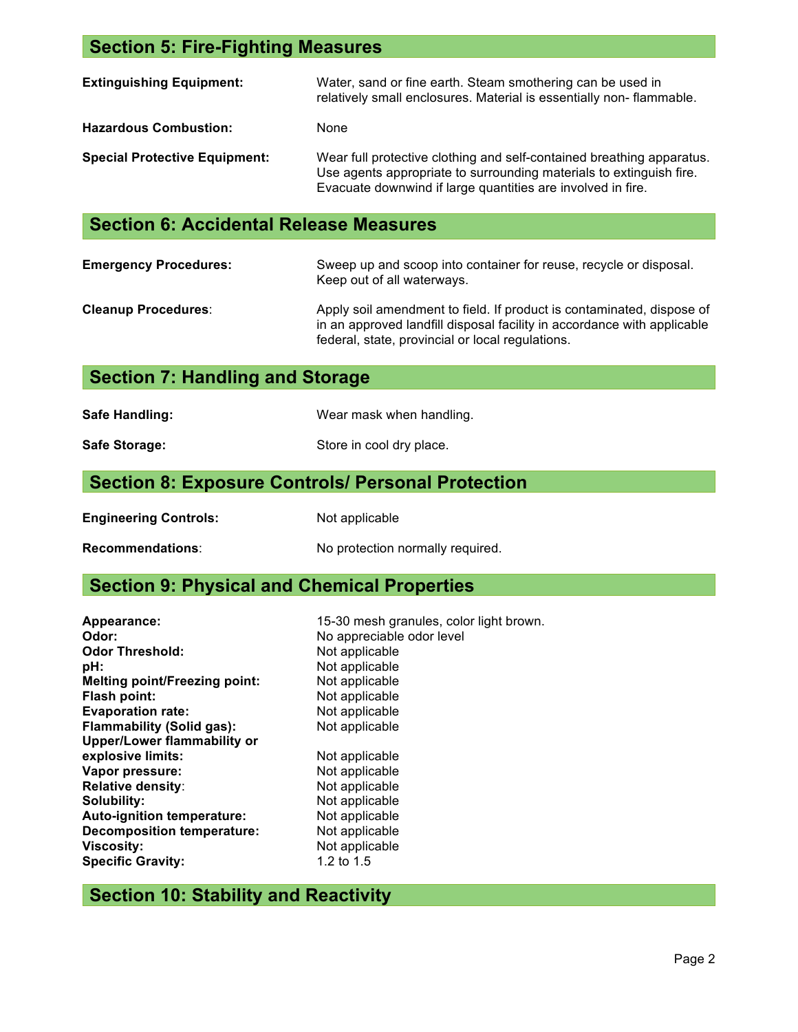## Section 5: Fire-Fighting Measures

| | |
|---|---|
| **Extinguishing Equipment:** | Water, sand or fine earth. Steam smothering can be used in relatively small enclosures. Material is essentially non- flammable. |
| **Hazardous Combustion:** | None |
| **Special Protective Equipment:** | Wear full protective clothing and self-contained breathing apparatus. Use agents appropriate to surrounding materials to extinguish fire. Evacuate downwind if large quantities are involved in fire. |

## Section 6: Accidental Release Measures

| | |
|---|---|
| **Emergency Procedures:** | Sweep up and scoop into container for reuse, recycle or disposal. Keep out of all waterways. |
| **Cleanup Procedures**: | Apply soil amendment to field. If product is contaminated, dispose of in an approved landfill disposal facility in accordance with applicable federal, state, provincial or local regulations. |

## Section 7: Handling and Storage

| | |
|---|---|
| **Safe Handling:** | Wear mask when handling. |
| **Safe Storage:** | Store in cool dry place. |

## Section 8: Exposure Controls/ Personal Protection

| | |
|---|---|
| **Engineering Controls:** | Not applicable |
| **Recommendations**: | No protection normally required. |

## Section 9: Physical and Chemical Properties

| | |
|---|---|
| **Appearance:** | 15-30 mesh granules, color light brown. |
| **Odor:** | No appreciable odor level |
| **Odor Threshold:** | Not applicable |
| **pH:** | Not applicable |
| **Melting point/Freezing point:** | Not applicable |
| **Flash point:** | Not applicable |
| **Evaporation rate:** | Not applicable |
| **Flammability (Solid gas):** | Not applicable |
| **Upper/Lower flammability or explosive limits:** | Not applicable |
| **Vapor pressure:** | Not applicable |
| **Relative density**: | Not applicable |
| **Solubility:** | Not applicable |
| **Auto-ignition temperature:** | Not applicable |
| **Decomposition temperature:** | Not applicable |
| **Viscosity:** | Not applicable |
| **Specific Gravity:** | 1.2 to 1.5 |

## Section 10: Stability and Reactivity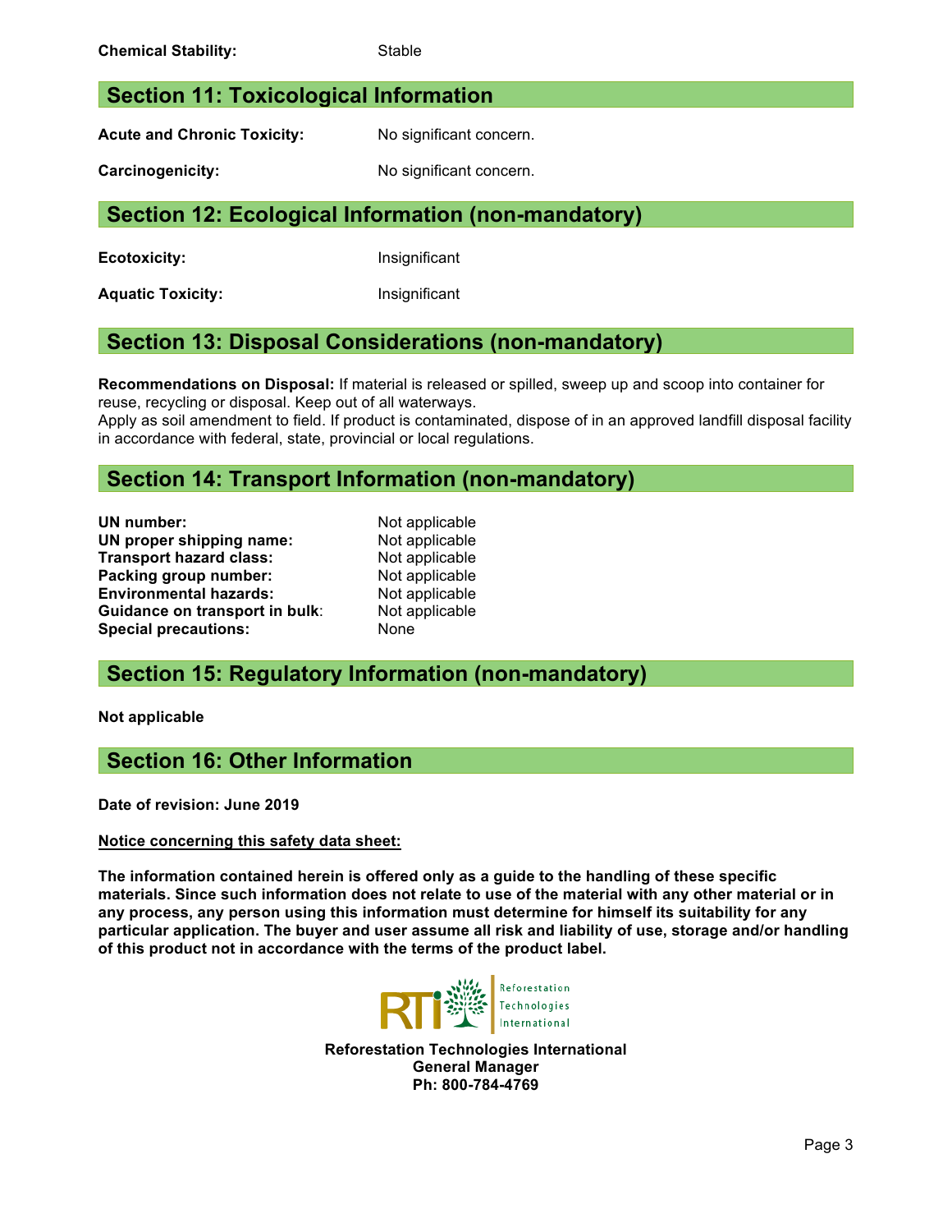**Chemical Stability:** Stable

## Section 11: Toxicological Information

**Acute and Chronic Toxicity:** No significant concern.

**Carcinogenicity:** No significant concern.

## Section 12: Ecological Information (non-mandatory)

**Ecotoxicity:** Insignificant

**Aquatic Toxicity:** Insignificant

## Section 13: Disposal Considerations (non-mandatory)

**Recommendations on Disposal:** If material is released or spilled, sweep up and scoop into container for reuse, recycling or disposal. Keep out of all waterways.
Apply as soil amendment to field. If product is contaminated, dispose of in an approved landfill disposal facility in accordance with federal, state, provincial or local regulations.

## Section 14: Transport Information (non-mandatory)

**UN number:** Not applicable
**UN proper shipping name:** Not applicable
**Transport hazard class:** Not applicable
**Packing group number:** Not applicable
**Environmental hazards:** Not applicable
**Guidance on transport in bulk**: Not applicable
**Special precautions:** None

## Section 15: Regulatory Information (non-mandatory)

**Not applicable**

## Section 16: Other Information

**Date of revision: June 2019**

**Notice concerning this safety data sheet:**

**The information contained herein is offered only as a guide to the handling of these specific materials. Since such information does not relate to use of the material with any other material or in any process, any person using this information must determine for himself its suitability for any particular application. The buyer and user assume all risk and liability of use, storage and/or handling of this product not in accordance with the terms of the product label.**

RTi Reforestation Technologies International

**Reforestation Technologies International**
**General Manager**
**Ph: 800-784-4769**